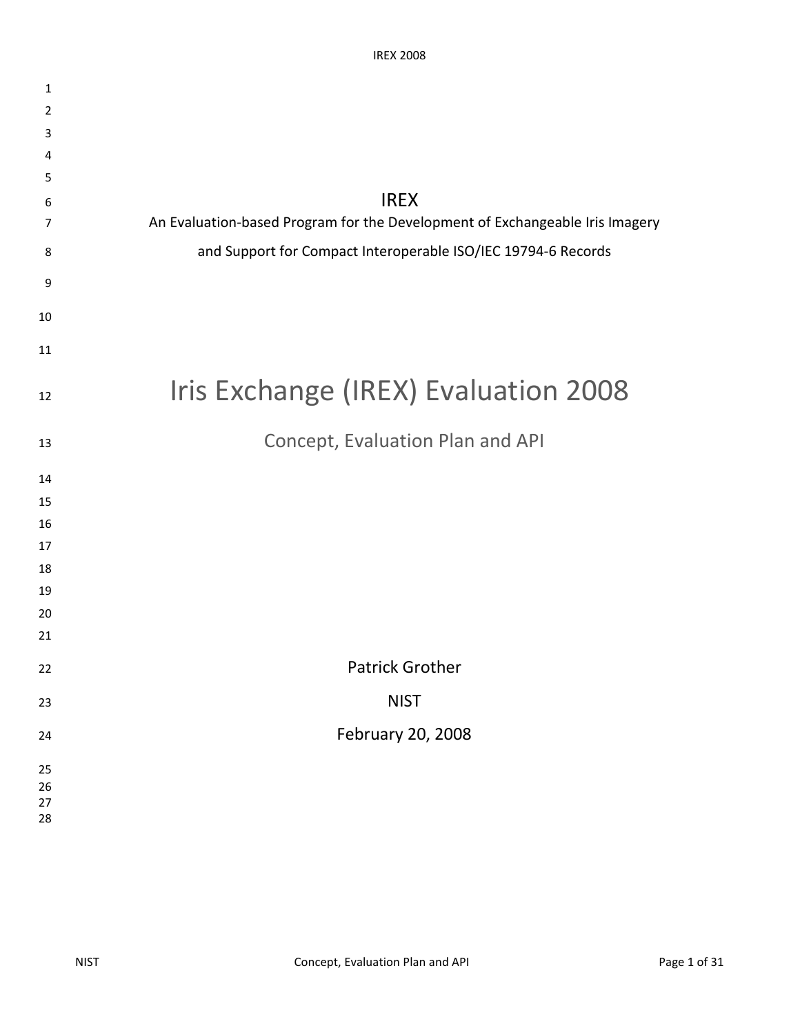# IREX

An Evaluation-based Program for the Development of Exchangeable Iris Imagery

and Support for Compact Interoperable ISO/IEC 19794-6 Records

# Iris Exchange (IREX) Evaluation 2008

## Concept, Evaluation Plan and API

Patrick Grother

NIST

February 20, 2008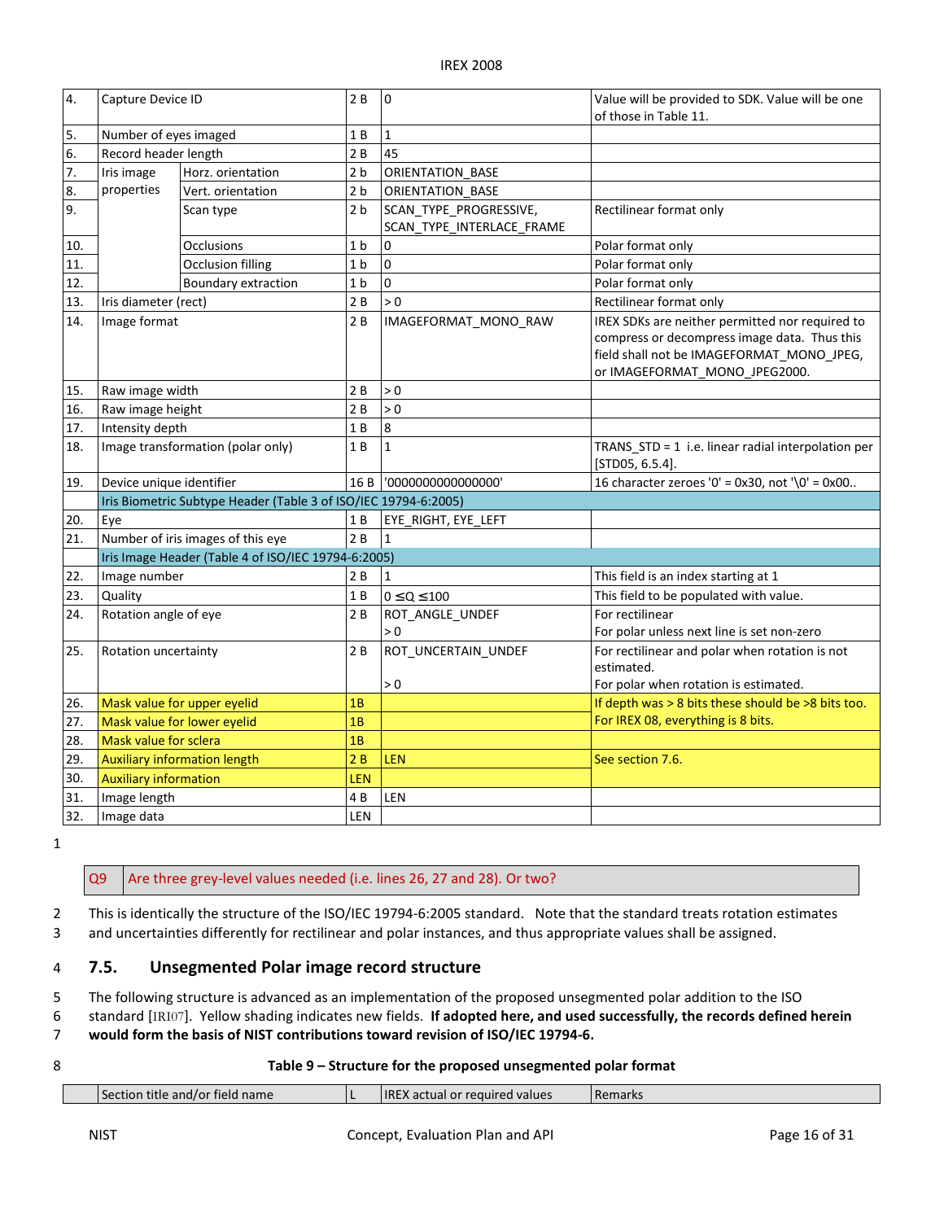| 4. | Capture Device ID | | 2 B | 0 | Value will be provided to SDK. Value will be one of those in Table 11. |
|---|---|---|---|---|---|
| 5. | Number of eyes imaged | | 1 B | 1 | |
| 6. | Record header length | | 2 B | 45 | |
| 7. | Iris image properties | Horz. orientation | 2 b | ORIENTATION_BASE | |
| 8. | | Vert. orientation | 2 b | ORIENTATION_BASE | |
| 9. | | Scan type | 2 b | SCAN_TYPE_PROGRESSIVE, SCAN_TYPE_INTERLACE_FRAME | Rectilinear format only |
| 10. | | Occlusions | 1 b | 0 | Polar format only |
| 11. | | Occlusion filling | 1 b | 0 | Polar format only |
| 12. | | Boundary extraction | 1 b | 0 | Polar format only |
| 13. | Iris diameter (rect) | | 2 B | > 0 | Rectilinear format only |
| 14. | Image format | | 2 B | IMAGEFORMAT_MONO_RAW | IREX SDKs are neither permitted nor required to compress or decompress image data. Thus this field shall not be IMAGEFORMAT_MONO_JPEG, or IMAGEFORMAT_MONO_JPEG2000. |
| 15. | Raw image width | | 2 B | > 0 | |
| 16. | Raw image height | | 2 B | > 0 | |
| 17. | Intensity depth | | 1 B | 8 | |
| 18. | Image transformation (polar only) | | 1 B | 1 | TRANS_STD = 1 i.e. linear radial interpolation per [STD05, 6.5.4]. |
| 19. | Device unique identifier | | 16 B | '0000000000000000' | 16 character zeroes '0' = 0x30, not '\0' = 0x00.. |
| | Iris Biometric Subtype Header (Table 3 of ISO/IEC 19794-6:2005) | | | | |
| 20. | Eye | | 1 B | EYE_RIGHT, EYE_LEFT | |
| 21. | Number of iris images of this eye | | 2 B | 1 | |
| | Iris Image Header (Table 4 of ISO/IEC 19794-6:2005) | | | | |
| 22. | Image number | | 2 B | 1 | This field is an index starting at 1 |
| 23. | Quality | | 1 B | $0 \leq Q \leq 100$ | This field to be populated with value. |
| 24. | Rotation angle of eye | | 2 B | ROT_ANGLE_UNDEF<br>> 0 | For rectilinear<br>For polar unless next line is set non-zero |
| 25. | Rotation uncertainty | | 2 B | ROT_UNCERTAIN_UNDEF<br><br>> 0 | For rectilinear and polar when rotation is not estimated.<br>For polar when rotation is estimated. |
| 26. | Mask value for upper eyelid | | 1B | | If depth was > 8 bits these should be >8 bits too. For IREX 08, everything is 8 bits. |
| 27. | Mask value for lower eyelid | | 1B | | |
| 28. | Mask value for sclera | | 1B | | |
| 29. | Auxiliary information length | | 2 B | LEN | See section 7.6. |
| 30. | Auxiliary information | | LEN | | |
| 31. | Image length | | 4 B | LEN | |
| 32. | Image data | | LEN | | |

| Q9 | Are three grey-level values needed (i.e. lines 26, 27 and 28). Or two? |
|---|---|

This is identically the structure of the ISO/IEC 19794-6:2005 standard. Note that the standard treats rotation estimates and uncertainties differently for rectilinear and polar instances, and thus appropriate values shall be assigned.

## 7.5. Unsegmented Polar image record structure

The following structure is advanced as an implementation of the proposed unsegmented polar addition to the ISO standard [IRI07]. Yellow shading indicates new fields. **If adopted here, and used successfully, the records defined herein would form the basis of NIST contributions toward revision of ISO/IEC 19794-6.**

**Table 9 – Structure for the proposed unsegmented polar format**

| | Section title and/or field name | L | IREX actual or required values | Remarks |
|---|---|---|---|---|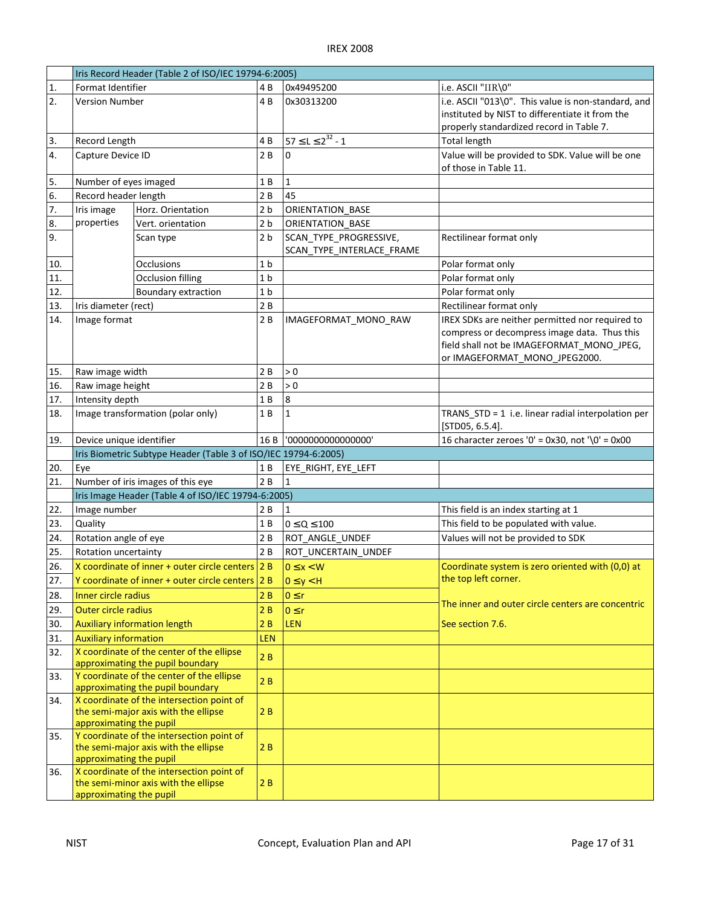| | Iris Record Header (Table 2 of ISO/IEC 19794-6:2005) | | | | |
|---|---|---|---|---|---|
| 1. | Format Identifier | | 4 B | 0x49495200 | i.e. ASCII "IIR\0" |
| 2. | Version Number | | 4 B | 0x30313200 | i.e. ASCII "013\0". This value is non-standard, and instituted by NIST to differentiate it from the properly standardized record in Table 7. |
| 3. | Record Length | | 4 B | $57 \leq L \leq 2^{32} - 1$ | Total length |
| 4. | Capture Device ID | | 2 B | 0 | Value will be provided to SDK. Value will be one of those in Table 11. |
| 5. | Number of eyes imaged | | 1 B | 1 | |
| 6. | Record header length | | 2 B | 45 | |
| 7. | Iris image properties | Horz. Orientation | 2 b | ORIENTATION_BASE | |
| 8. | | Vert. orientation | 2 b | ORIENTATION_BASE | |
| 9. | | Scan type | 2 b | SCAN_TYPE_PROGRESSIVE, SCAN_TYPE_INTERLACE_FRAME | Rectilinear format only |
| 10. | | Occlusions | 1 b | | Polar format only |
| 11. | | Occlusion filling | 1 b | | Polar format only |
| 12. | | Boundary extraction | 1 b | | Polar format only |
| 13. | Iris diameter (rect) | | 2 B | | Rectilinear format only |
| 14. | Image format | | 2 B | IMAGEFORMAT_MONO_RAW | IREX SDKs are neither permitted nor required to compress or decompress image data. Thus this field shall not be IMAGEFORMAT_MONO_JPEG, or IMAGEFORMAT_MONO_JPEG2000. |
| 15. | Raw image width | | 2 B | > 0 | |
| 16. | Raw image height | | 2 B | > 0 | |
| 17. | Intensity depth | | 1 B | 8 | |
| 18. | Image transformation (polar only) | | 1 B | 1 | TRANS_STD = 1 i.e. linear radial interpolation per [STD05, 6.5.4]. |
| 19. | Device unique identifier | | 16 B | '0000000000000000' | 16 character zeroes '0' = 0x30, not '\0' = 0x00 |
| | Iris Biometric Subtype Header (Table 3 of ISO/IEC 19794-6:2005) | | | | |
| 20. | Eye | | 1 B | EYE_RIGHT, EYE_LEFT | |
| 21. | Number of iris images of this eye | | 2 B | 1 | |
| | Iris Image Header (Table 4 of ISO/IEC 19794-6:2005) | | | | |
| 22. | Image number | | 2 B | 1 | This field is an index starting at 1 |
| 23. | Quality | | 1 B | $0 \leq Q \leq 100$ | This field to be populated with value. |
| 24. | Rotation angle of eye | | 2 B | ROT_ANGLE_UNDEF | Values will not be provided to SDK |
| 25. | Rotation uncertainty | | 2 B | ROT_UNCERTAIN_UNDEF | |
| 26. | X coordinate of inner + outer circle centers | | 2 B | $0 \leq x < W$ | Coordinate system is zero oriented with (0,0) at the top left corner. |
| 27. | Y coordinate of inner + outer circle centers | | 2 B | $0 \leq y < H$ | |
| 28. | Inner circle radius | | 2 B | $0 \leq r$ | The inner and outer circle centers are concentric |
| 29. | Outer circle radius | | 2 B | $0 \leq r$ | |
| 30. | Auxiliary information length | | 2 B | LEN | See section 7.6. |
| 31. | Auxiliary information | | LEN | | |
| 32. | X coordinate of the center of the ellipse approximating the pupil boundary | | 2 B | | |
| 33. | Y coordinate of the center of the ellipse approximating the pupil boundary | | 2 B | | |
| 34. | X coordinate of the intersection point of the semi-major axis with the ellipse approximating the pupil | | 2 B | | |
| 35. | Y coordinate of the intersection point of the semi-major axis with the ellipse approximating the pupil | | 2 B | | |
| 36. | X coordinate of the intersection point of the semi-minor axis with the ellipse approximating the pupil | | 2 B | | |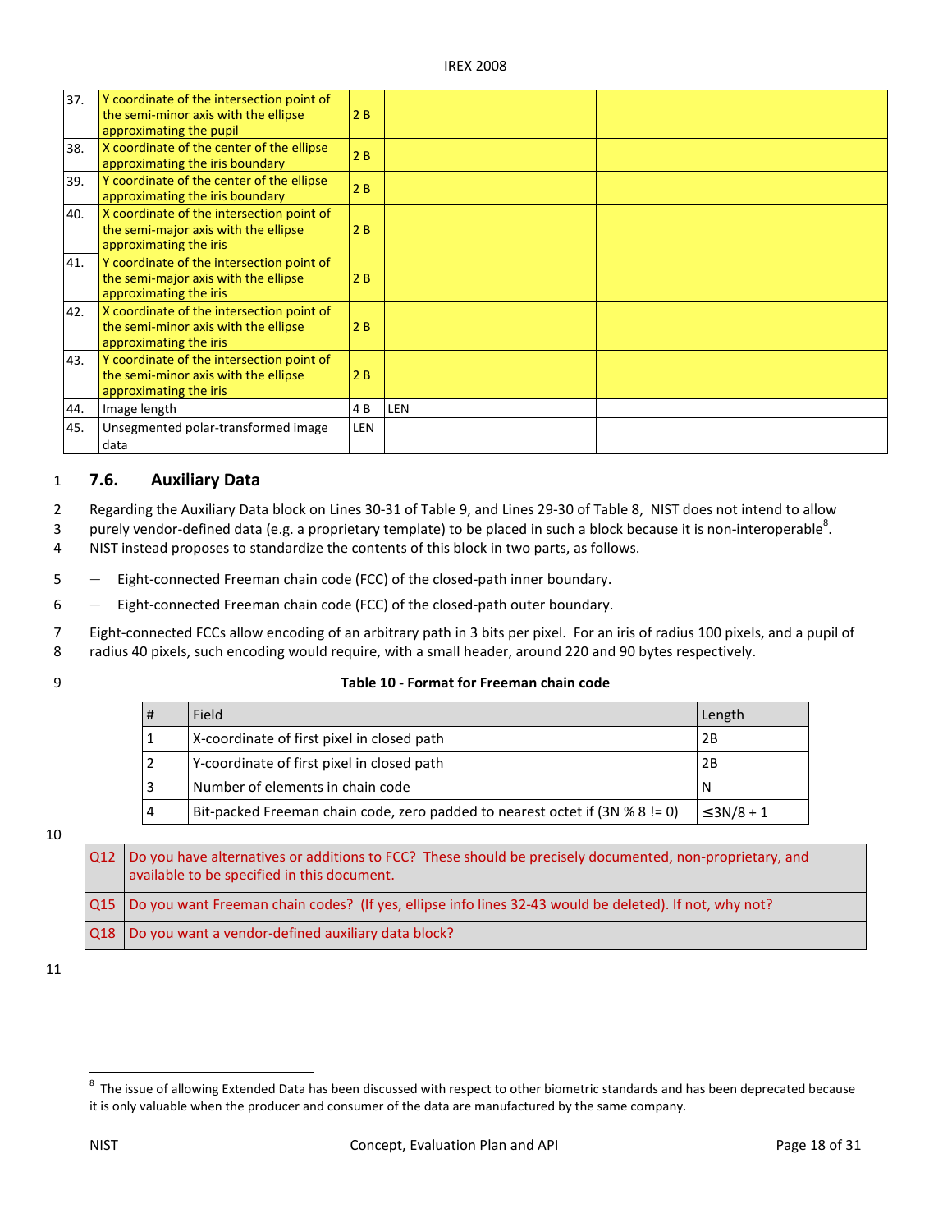| | | | | |
|---|---|---|---|---|
| 37. | Y coordinate of the intersection point of the semi-minor axis with the ellipse approximating the pupil | 2 B | | |
| 38. | X coordinate of the center of the ellipse approximating the iris boundary | 2 B | | |
| 39. | Y coordinate of the center of the ellipse approximating the iris boundary | 2 B | | |
| 40. | X coordinate of the intersection point of the semi-major axis with the ellipse approximating the iris | 2 B | | |
| 41. | Y coordinate of the intersection point of the semi-major axis with the ellipse approximating the iris | 2 B | | |
| 42. | X coordinate of the intersection point of the semi-minor axis with the ellipse approximating the iris | 2 B | | |
| 43. | Y coordinate of the intersection point of the semi-minor axis with the ellipse approximating the iris | 2 B | | |
| 44. | Image length | 4 B | LEN | |
| 45. | Unsegmented polar-transformed image data | LEN | | |

## 7.6. Auxiliary Data

Regarding the Auxiliary Data block on Lines 30-31 of Table 9, and Lines 29-30 of Table 8, NIST does not intend to allow purely vendor-defined data (e.g. a proprietary template) to be placed in such a block because it is non-interoperable[8]. NIST instead proposes to standardize the contents of this block in two parts, as follows.

- Eight-connected Freeman chain code (FCC) of the closed-path inner boundary.
- Eight-connected Freeman chain code (FCC) of the closed-path outer boundary.

Eight-connected FCCs allow encoding of an arbitrary path in 3 bits per pixel. For an iris of radius 100 pixels, and a pupil of radius 40 pixels, such encoding would require, with a small header, around 220 and 90 bytes respectively.

**Table 10 - Format for Freeman chain code**

| # | Field | Length |
|---|---|---|
| 1 | X-coordinate of first pixel in closed path | 2B |
| 2 | Y-coordinate of first pixel in closed path | 2B |
| 3 | Number of elements in chain code | N |
| 4 | Bit-packed Freeman chain code, zero padded to nearest octet if (3N % 8 != 0) | ≤3N/8 + 1 |

| | |
|---|---|
| Q12 | Do you have alternatives or additions to FCC? These should be precisely documented, non-proprietary, and available to be specified in this document. |
| Q15 | Do you want Freeman chain codes? (If yes, ellipse info lines 32-43 would be deleted). If not, why not? |
| Q18 | Do you want a vendor-defined auxiliary data block? |

[8] The issue of allowing Extended Data has been discussed with respect to other biometric standards and has been deprecated because it is only valuable when the producer and consumer of the data are manufactured by the same company.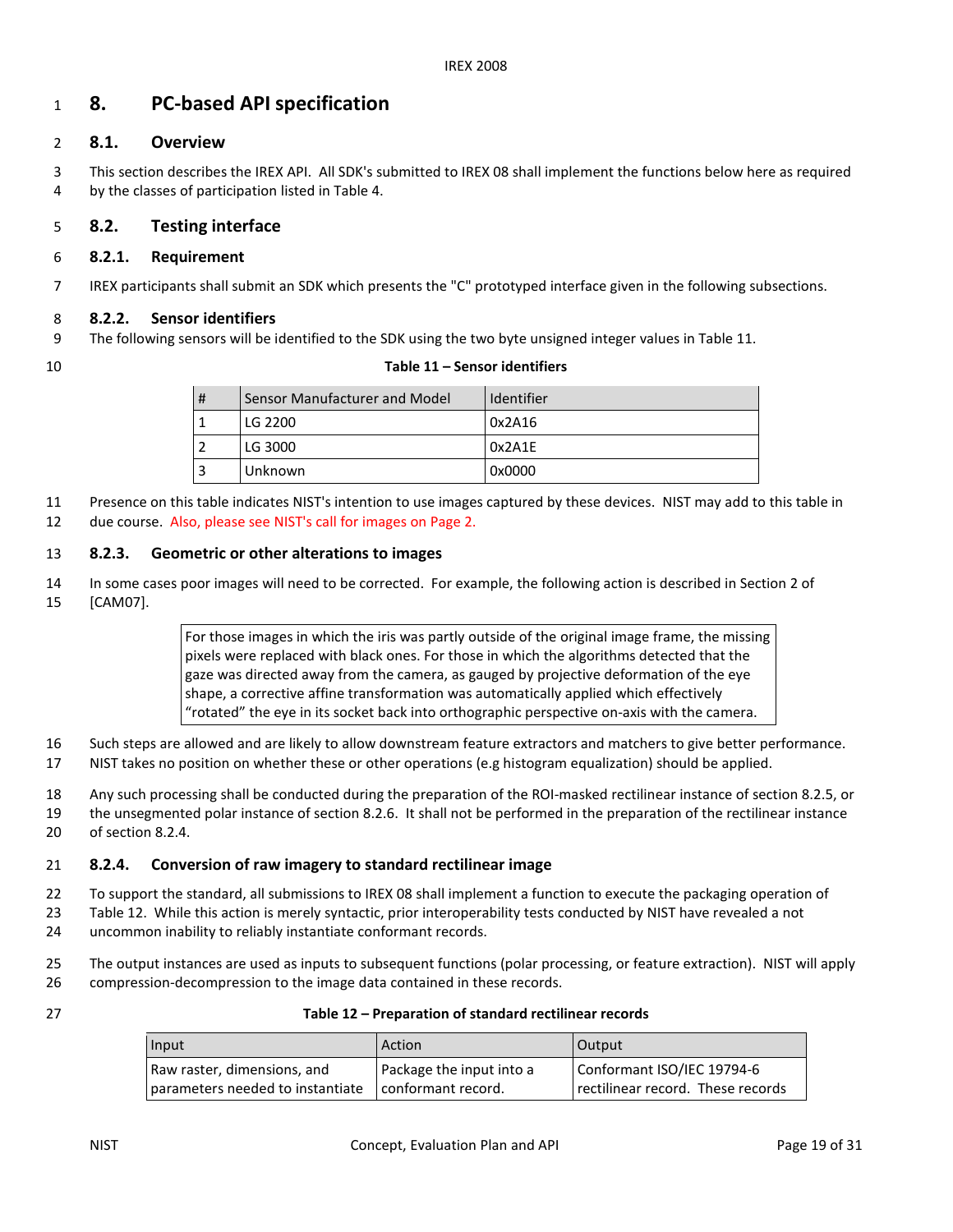# 8. PC-based API specification

## 8.1. Overview

This section describes the IREX API. All SDK's submitted to IREX 08 shall implement the functions below here as required by the classes of participation listed in Table 4.

## 8.2. Testing interface

### 8.2.1. Requirement

IREX participants shall submit an SDK which presents the "C" prototyped interface given in the following subsections.

### 8.2.2. Sensor identifiers

The following sensors will be identified to the SDK using the two byte unsigned integer values in Table 11.

**Table 11 – Sensor identifiers**

| # | Sensor Manufacturer and Model | Identifier |
|---|---|---|
| 1 | LG 2200 | 0x2A16 |
| 2 | LG 3000 | 0x2A1E |
| 3 | Unknown | 0x0000 |

Presence on this table indicates NIST's intention to use images captured by these devices. NIST may add to this table in due course. Also, please see NIST's call for images on Page 2.

### 8.2.3. Geometric or other alterations to images

In some cases poor images will need to be corrected. For example, the following action is described in Section 2 of [CAM07].

> For those images in which the iris was partly outside of the original image frame, the missing pixels were replaced with black ones. For those in which the algorithms detected that the gaze was directed away from the camera, as gauged by projective deformation of the eye shape, a corrective affine transformation was automatically applied which effectively "rotated" the eye in its socket back into orthographic perspective on-axis with the camera.

Such steps are allowed and are likely to allow downstream feature extractors and matchers to give better performance. NIST takes no position on whether these or other operations (e.g histogram equalization) should be applied.

Any such processing shall be conducted during the preparation of the ROI-masked rectilinear instance of section 8.2.5, or the unsegmented polar instance of section 8.2.6. It shall not be performed in the preparation of the rectilinear instance of section 8.2.4.

### 8.2.4. Conversion of raw imagery to standard rectilinear image

To support the standard, all submissions to IREX 08 shall implement a function to execute the packaging operation of Table 12. While this action is merely syntactic, prior interoperability tests conducted by NIST have revealed a not uncommon inability to reliably instantiate conformant records.

The output instances are used as inputs to subsequent functions (polar processing, or feature extraction). NIST will apply compression-decompression to the image data contained in these records.

**Table 12 – Preparation of standard rectilinear records**

| Input | Action | Output |
|---|---|---|
| Raw raster, dimensions, and parameters needed to instantiate | Package the input into a conformant record. | Conformant ISO/IEC 19794-6 rectilinear record. These records |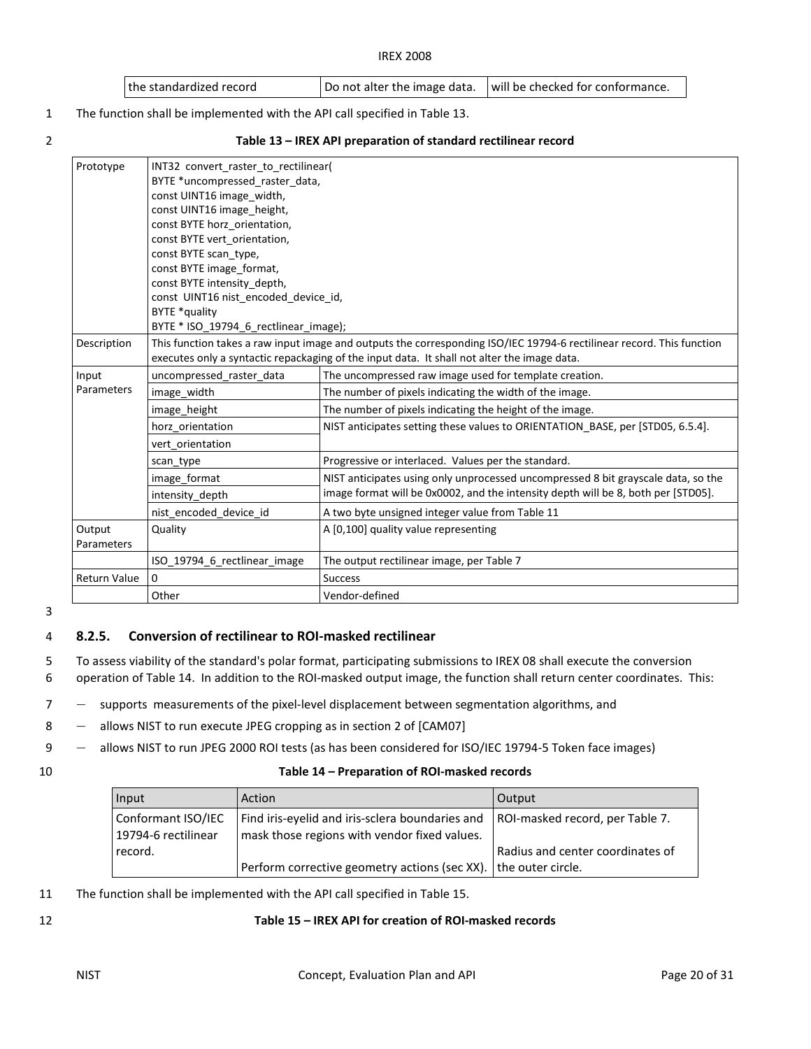| the standardized record | Do not alter the image data. | will be checked for conformance. |
|---|---|---|

The function shall be implemented with the API call specified in Table 13.

**Table 13 – IREX API preparation of standard rectilinear record**

| Prototype | INT32 convert_raster_to_rectilinear(<br>BYTE *uncompressed_raster_data,<br>const UINT16 image_width,<br>const UINT16 image_height,<br>const BYTE horz_orientation,<br>const BYTE vert_orientation,<br>const BYTE scan_type,<br>const BYTE image_format,<br>const BYTE intensity_depth,<br>const UINT16 nist_encoded_device_id,<br>BYTE *quality<br>BYTE * ISO_19794_6_rectlinear_image); | |
|---|---|---|
| Description | This function takes a raw input image and outputs the corresponding ISO/IEC 19794-6 rectilinear record. This function executes only a syntactic repackaging of the input data. It shall not alter the image data. | |
| Input Parameters | uncompressed_raster_data | The uncompressed raw image used for template creation. |
| | image_width | The number of pixels indicating the width of the image. |
| | image_height | The number of pixels indicating the height of the image. |
| | horz_orientation | NIST anticipates setting these values to ORIENTATION_BASE, per [STD05, 6.5.4]. |
| | vert_orientation | |
| | scan_type | Progressive or interlaced. Values per the standard. |
| | image_format | NIST anticipates using only unprocessed uncompressed 8 bit grayscale data, so the image format will be 0x0002, and the intensity depth will be 8, both per [STD05]. |
| | intensity_depth | |
| | nist_encoded_device_id | A two byte unsigned integer value from Table 11 |
| Output Parameters | Quality | A [0,100] quality value representing |
| | ISO_19794_6_rectlinear_image | The output rectilinear image, per Table 7 |
| Return Value | 0 | Success |
| | Other | Vendor-defined |

### 8.2.5. Conversion of rectilinear to ROI-masked rectilinear

To assess viability of the standard's polar format, participating submissions to IREX 08 shall execute the conversion operation of Table 14. In addition to the ROI-masked output image, the function shall return center coordinates. This:

- supports measurements of the pixel-level displacement between segmentation algorithms, and
- allows NIST to run execute JPEG cropping as in section 2 of [CAM07]
- allows NIST to run JPEG 2000 ROI tests (as has been considered for ISO/IEC 19794-5 Token face images)

**Table 14 – Preparation of ROI-masked records**

| Input | Action | Output |
|---|---|---|
| Conformant ISO/IEC 19794-6 rectilinear record. | Find iris-eyelid and iris-sclera boundaries and mask those regions with vendor fixed values.<br><br>Perform corrective geometry actions (sec XX). | ROI-masked record, per Table 7.<br><br>Radius and center coordinates of the outer circle. |

The function shall be implemented with the API call specified in Table 15.

**Table 15 – IREX API for creation of ROI-masked records**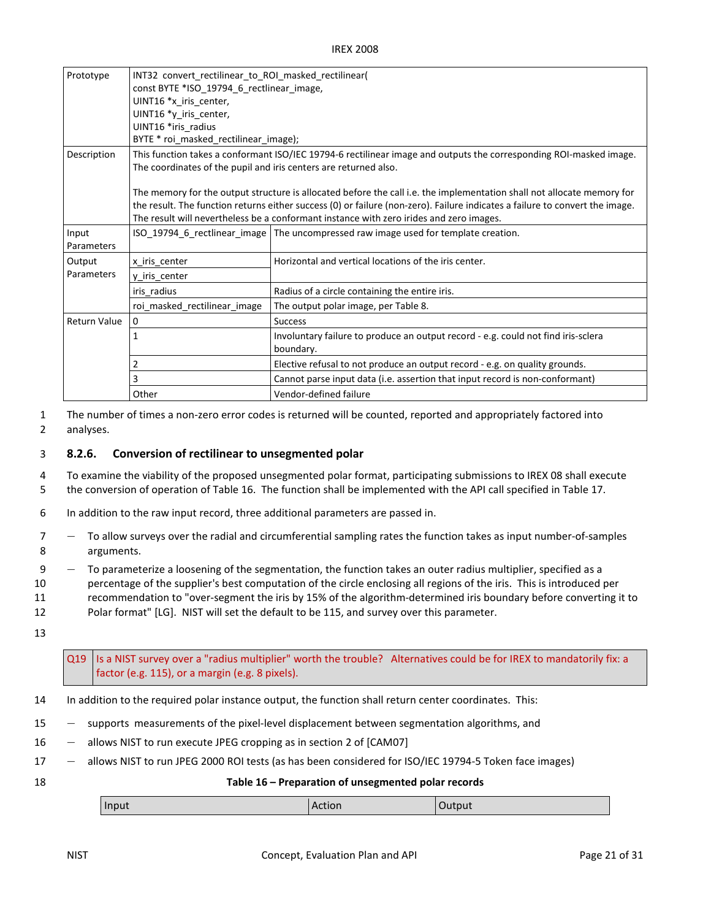| Prototype | INT32 convert_rectilinear_to_ROI_masked_rectilinear(<br>const BYTE *ISO_19794_6_rectlinear_image,<br>UINT16 *x_iris_center,<br>UINT16 *y_iris_center,<br>UINT16 *iris_radius<br>BYTE * roi_masked_rectilinear_image); | |
|---|---|---|
| Description | This function takes a conformant ISO/IEC 19794-6 rectilinear image and outputs the corresponding ROI-masked image. The coordinates of the pupil and iris centers are returned also.<br><br>The memory for the output structure is allocated before the call i.e. the implementation shall not allocate memory for the result. The function returns either success (0) or failure (non-zero). Failure indicates a failure to convert the image. The result will nevertheless be a conformant instance with zero irides and zero images. | |
| Input Parameters | ISO_19794_6_rectlinear_image | The uncompressed raw image used for template creation. |
| Output Parameters | x_iris_center<br>y_iris_center | Horizontal and vertical locations of the iris center. |
| | iris_radius | Radius of a circle containing the entire iris. |
| | roi_masked_rectilinear_image | The output polar image, per Table 8. |
| Return Value | 0 | Success |
| | 1 | Involuntary failure to produce an output record - e.g. could not find iris-sclera boundary. |
| | 2 | Elective refusal to not produce an output record - e.g. on quality grounds. |
| | 3 | Cannot parse input data (i.e. assertion that input record is non-conformant) |
| | Other | Vendor-defined failure |

The number of times a non-zero error codes is returned will be counted, reported and appropriately factored into analyses.

### 8.2.6. Conversion of rectilinear to unsegmented polar

To examine the viability of the proposed unsegmented polar format, participating submissions to IREX 08 shall execute the conversion of operation of Table 16. The function shall be implemented with the API call specified in Table 17.

In addition to the raw input record, three additional parameters are passed in.

- To allow surveys over the radial and circumferential sampling rates the function takes as input number-of-samples arguments.
- To parameterize a loosening of the segmentation, the function takes an outer radius multiplier, specified as a percentage of the supplier's best computation of the circle enclosing all regions of the iris. This is introduced per recommendation to "over-segment the iris by 15% of the algorithm-determined iris boundary before converting it to Polar format" [LG]. NIST will set the default to be 115, and survey over this parameter.

| Q19 | Is a NIST survey over a "radius multiplier" worth the trouble? Alternatives could be for IREX to mandatorily fix: a factor (e.g. 115), or a margin (e.g. 8 pixels). |
|---|---|

In addition to the required polar instance output, the function shall return center coordinates. This:

- supports measurements of the pixel-level displacement between segmentation algorithms, and
- allows NIST to run execute JPEG cropping as in section 2 of [CAM07]
- allows NIST to run JPEG 2000 ROI tests (as has been considered for ISO/IEC 19794-5 Token face images)

**Table 16 – Preparation of unsegmented polar records**

| Input | Action | Output |
|---|---|---|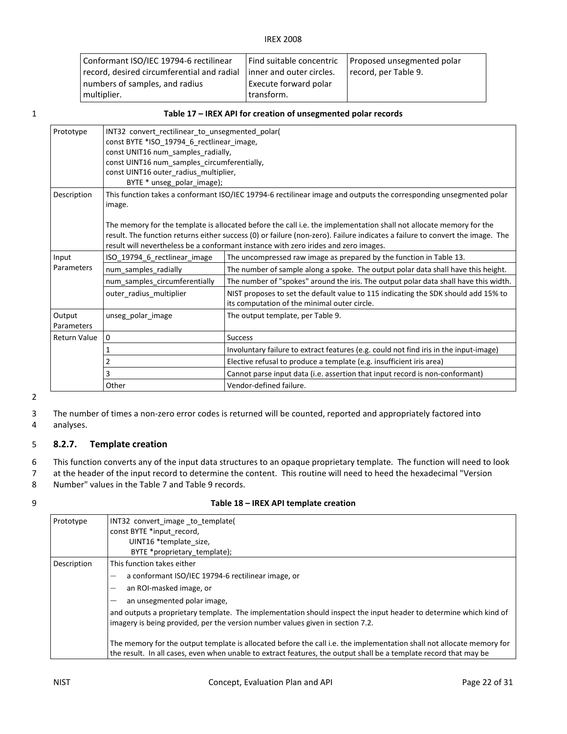| Conformant ISO/IEC 19794-6 rectilinear record, desired circumferential and radial numbers of samples, and radius multiplier. | Find suitable concentric inner and outer circles. Execute forward polar transform. | Proposed unsegmented polar record, per Table 9. |
|---|---|---|

**Table 17 – IREX API for creation of unsegmented polar records**

| Prototype | INT32 convert_rectilinear_to_unsegmented_polar(<br>const BYTE *ISO_19794_6_rectlinear_image,<br>const UNIT16 num_samples_radially,<br>const UINT16 num_samples_circumferentially,<br>const UINT16 outer_radius_multiplier,<br>BYTE * unseg_polar_image); | |
|---|---|---|
| Description | This function takes a conformant ISO/IEC 19794-6 rectilinear image and outputs the corresponding unsegmented polar image.<br><br>The memory for the template is allocated before the call i.e. the implementation shall not allocate memory for the result. The function returns either success (0) or failure (non-zero). Failure indicates a failure to convert the image. The result will nevertheless be a conformant instance with zero irides and zero images. | |
| Input Parameters | ISO_19794_6_rectlinear_image | The uncompressed raw image as prepared by the function in Table 13. |
| | num_samples_radially | The number of sample along a spoke. The output polar data shall have this height. |
| | num_samples_circumferentially | The number of "spokes" around the iris. The output polar data shall have this width. |
| | outer_radius_multiplier | NIST proposes to set the default value to 115 indicating the SDK should add 15% to its computation of the minimal outer circle. |
| Output Parameters | unseg_polar_image | The output template, per Table 9. |
| Return Value | 0 | Success |
| | 1 | Involuntary failure to extract features (e.g. could not find iris in the input-image) |
| | 2 | Elective refusal to produce a template (e.g. insufficient iris area) |
| | 3 | Cannot parse input data (i.e. assertion that input record is non-conformant) |
| | Other | Vendor-defined failure. |

The number of times a non-zero error codes is returned will be counted, reported and appropriately factored into analyses.

### 8.2.7. Template creation

This function converts any of the input data structures to an opaque proprietary template. The function will need to look at the header of the input record to determine the content. This routine will need to heed the hexadecimal "Version Number" values in the Table 7 and Table 9 records.

**Table 18 – IREX API template creation**

| Prototype | INT32 convert_image _to_template(<br>const BYTE *input_record,<br>UINT16 *template_size,<br>BYTE *proprietary_template); |
|---|---|
| Description | This function takes either<br>— a conformant ISO/IEC 19794-6 rectilinear image, or<br>— an ROI-masked image, or<br>— an unsegmented polar image,<br>and outputs a proprietary template. The implementation should inspect the input header to determine which kind of imagery is being provided, per the version number values given in section 7.2.<br><br>The memory for the output template is allocated before the call i.e. the implementation shall not allocate memory for the result. In all cases, even when unable to extract features, the output shall be a template record that may be |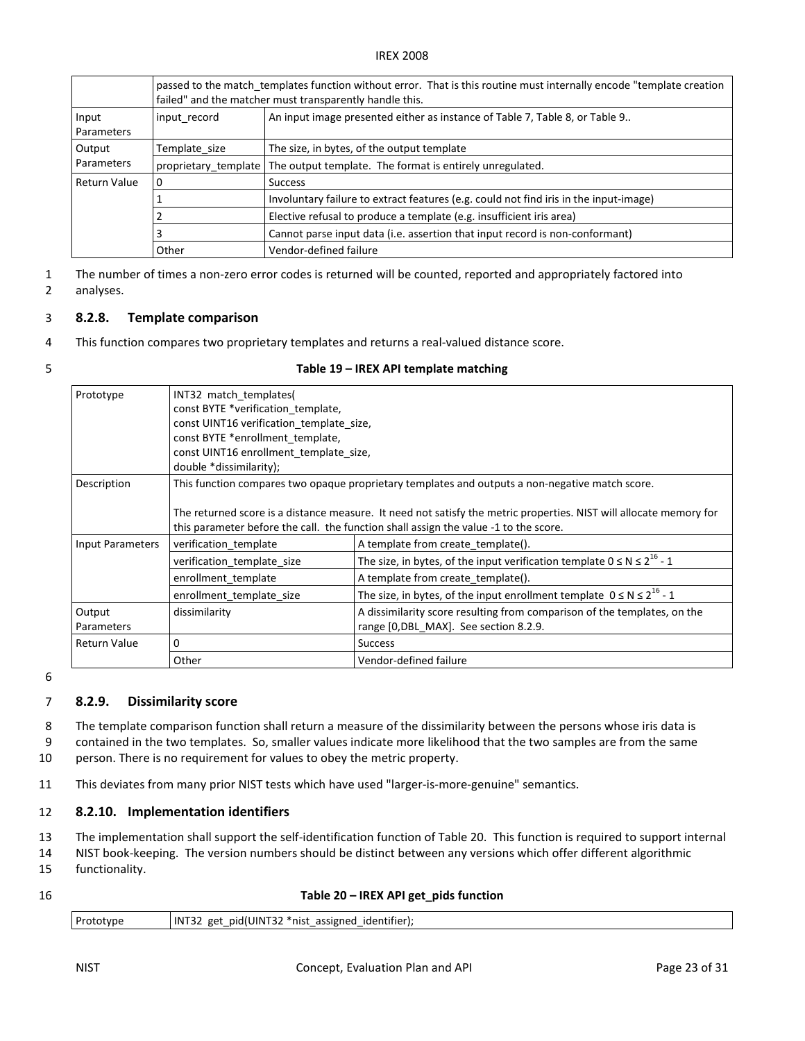| | passed to the match_templates function without error. That is this routine must internally encode "template creation failed" and the matcher must transparently handle this. | |
|---|---|---|
| Input Parameters | input_record | An input image presented either as instance of Table 7, Table 8, or Table 9.. |
| Output Parameters | Template_size | The size, in bytes, of the output template |
| | proprietary_template | The output template. The format is entirely unregulated. |
| Return Value | 0 | Success |
| | 1 | Involuntary failure to extract features (e.g. could not find iris in the input-image) |
| | 2 | Elective refusal to produce a template (e.g. insufficient iris area) |
| | 3 | Cannot parse input data (i.e. assertion that input record is non-conformant) |
| | Other | Vendor-defined failure |

The number of times a non-zero error codes is returned will be counted, reported and appropriately factored into analyses.

### 8.2.8. Template comparison

This function compares two proprietary templates and returns a real-valued distance score.

**Table 19 – IREX API template matching**

| Prototype | INT32 match_templates(<br>const BYTE *verification_template,<br>const UINT16 verification_template_size,<br>const BYTE *enrollment_template,<br>const UINT16 enrollment_template_size,<br>double *dissimilarity); | |
|---|---|---|
| Description | This function compares two opaque proprietary templates and outputs a non-negative match score.<br><br>The returned score is a distance measure. It need not satisfy the metric properties. NIST will allocate memory for this parameter before the call. the function shall assign the value -1 to the score. | |
| Input Parameters | verification_template | A template from create_template(). |
| | verification_template_size | The size, in bytes, of the input verification template $0 \leq N \leq 2^{16} - 1$ |
| | enrollment_template | A template from create_template(). |
| | enrollment_template_size | The size, in bytes, of the input enrollment template $0 \leq N \leq 2^{16} - 1$ |
| Output Parameters | dissimilarity | A dissimilarity score resulting from comparison of the templates, on the range [0,DBL_MAX]. See section 8.2.9. |
| Return Value | 0 | Success |
| | Other | Vendor-defined failure |

### 8.2.9. Dissimilarity score

The template comparison function shall return a measure of the dissimilarity between the persons whose iris data is contained in the two templates. So, smaller values indicate more likelihood that the two samples are from the same person. There is no requirement for values to obey the metric property.

This deviates from many prior NIST tests which have used "larger-is-more-genuine" semantics.

### 8.2.10. Implementation identifiers

The implementation shall support the self-identification function of Table 20. This function is required to support internal NIST book-keeping. The version numbers should be distinct between any versions which offer different algorithmic functionality.

**Table 20 – IREX API get_pids function**

| Prototype | INT32 get_pid(UINT32 *nist_assigned_identifier); |
|---|---|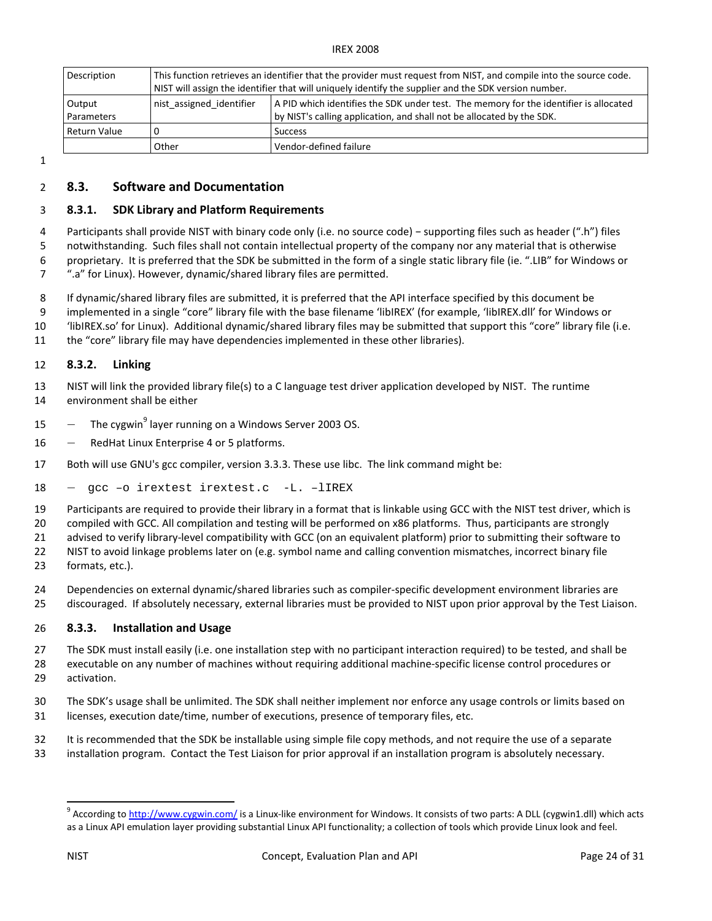| Description | This function retrieves an identifier that the provider must request from NIST, and compile into the source code. NIST will assign the identifier that will uniquely identify the supplier and the SDK version number. | |
|---|---|---|
| Output Parameters | nist_assigned_identifier | A PID which identifies the SDK under test. The memory for the identifier is allocated by NIST's calling application, and shall not be allocated by the SDK. |
| Return Value | 0 | Success |
| | Other | Vendor-defined failure |

## 8.3. Software and Documentation

### 8.3.1. SDK Library and Platform Requirements

Participants shall provide NIST with binary code only (i.e. no source code) − supporting files such as header (".h") files notwithstanding. Such files shall not contain intellectual property of the company nor any material that is otherwise proprietary. It is preferred that the SDK be submitted in the form of a single static library file (ie. ".LIB" for Windows or ".a" for Linux). However, dynamic/shared library files are permitted.

If dynamic/shared library files are submitted, it is preferred that the API interface specified by this document be implemented in a single "core" library file with the base filename 'libIREX' (for example, 'libIREX.dll' for Windows or 'libIREX.so' for Linux). Additional dynamic/shared library files may be submitted that support this "core" library file (i.e. the "core" library file may have dependencies implemented in these other libraries).

### 8.3.2. Linking

NIST will link the provided library file(s) to a C language test driver application developed by NIST. The runtime environment shall be either

- The cygwin[9] layer running on a Windows Server 2003 OS.
- RedHat Linux Enterprise 4 or 5 platforms.

Both will use GNU's gcc compiler, version 3.3.3. These use libc. The link command might be:

- `gcc –o irextest irextest.c -L. –lIREX`

Participants are required to provide their library in a format that is linkable using GCC with the NIST test driver, which is compiled with GCC. All compilation and testing will be performed on x86 platforms. Thus, participants are strongly advised to verify library-level compatibility with GCC (on an equivalent platform) prior to submitting their software to NIST to avoid linkage problems later on (e.g. symbol name and calling convention mismatches, incorrect binary file formats, etc.).

Dependencies on external dynamic/shared libraries such as compiler-specific development environment libraries are discouraged. If absolutely necessary, external libraries must be provided to NIST upon prior approval by the Test Liaison.

### 8.3.3. Installation and Usage

The SDK must install easily (i.e. one installation step with no participant interaction required) to be tested, and shall be executable on any number of machines without requiring additional machine-specific license control procedures or activation.

The SDK's usage shall be unlimited. The SDK shall neither implement nor enforce any usage controls or limits based on licenses, execution date/time, number of executions, presence of temporary files, etc.

It is recommended that the SDK be installable using simple file copy methods, and not require the use of a separate installation program. Contact the Test Liaison for prior approval if an installation program is absolutely necessary.

---

[9] According to http://www.cygwin.com/ is a Linux-like environment for Windows. It consists of two parts: A DLL (cygwin1.dll) which acts as a Linux API emulation layer providing substantial Linux API functionality; a collection of tools which provide Linux look and feel.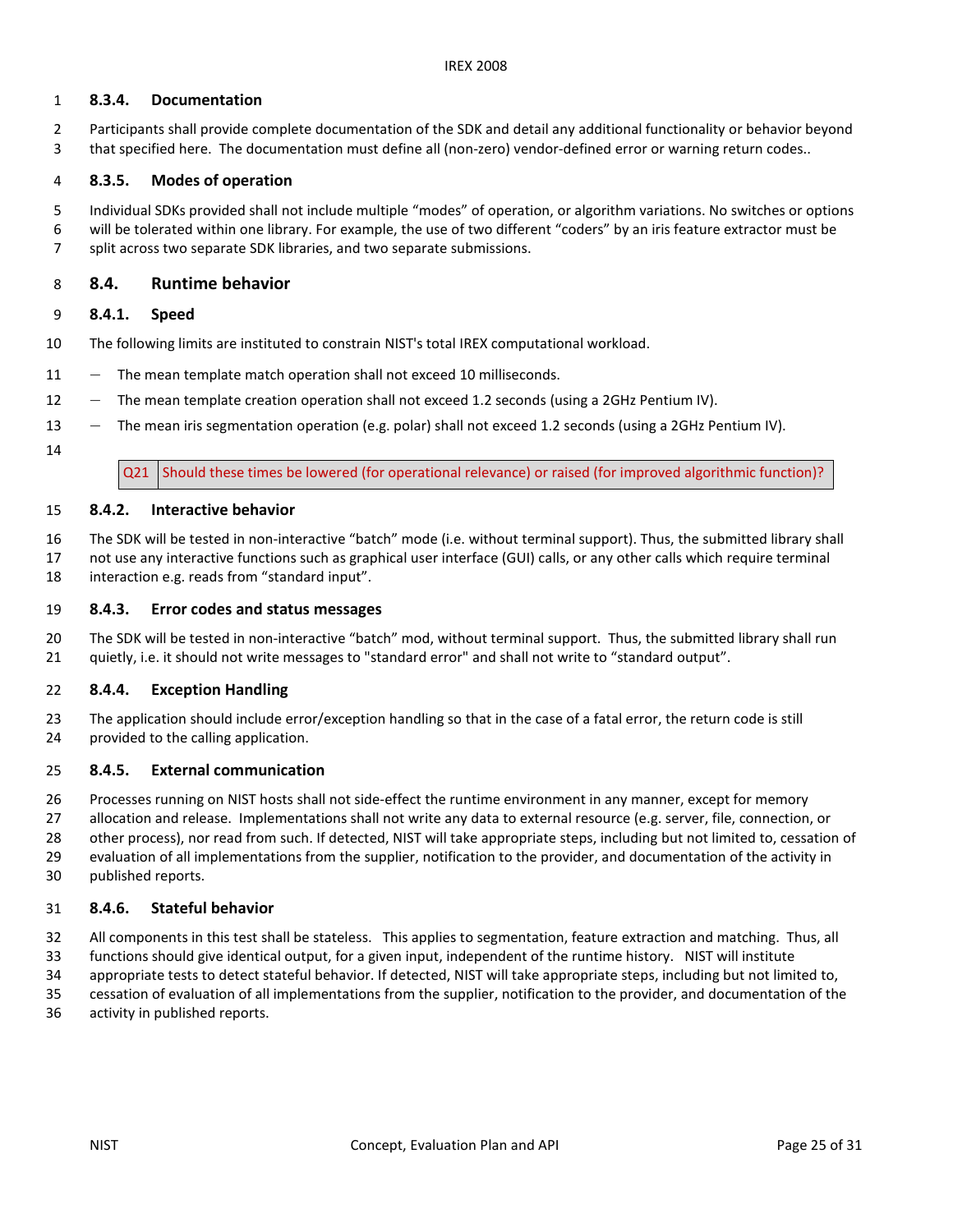### 8.3.4. Documentation

Participants shall provide complete documentation of the SDK and detail any additional functionality or behavior beyond that specified here. The documentation must define all (non-zero) vendor-defined error or warning return codes..

### 8.3.5. Modes of operation

Individual SDKs provided shall not include multiple "modes" of operation, or algorithm variations. No switches or options will be tolerated within one library. For example, the use of two different "coders" by an iris feature extractor must be split across two separate SDK libraries, and two separate submissions.

## 8.4. Runtime behavior

### 8.4.1. Speed

The following limits are instituted to constrain NIST's total IREX computational workload.

- The mean template match operation shall not exceed 10 milliseconds.
- The mean template creation operation shall not exceed 1.2 seconds (using a 2GHz Pentium IV).
- The mean iris segmentation operation (e.g. polar) shall not exceed 1.2 seconds (using a 2GHz Pentium IV).

| Q21 | Should these times be lowered (for operational relevance) or raised (for improved algorithmic function)? |
|---|---|

### 8.4.2. Interactive behavior

The SDK will be tested in non-interactive "batch" mode (i.e. without terminal support). Thus, the submitted library shall not use any interactive functions such as graphical user interface (GUI) calls, or any other calls which require terminal interaction e.g. reads from "standard input".

### 8.4.3. Error codes and status messages

The SDK will be tested in non-interactive "batch" mod, without terminal support. Thus, the submitted library shall run quietly, i.e. it should not write messages to "standard error" and shall not write to "standard output".

### 8.4.4. Exception Handling

The application should include error/exception handling so that in the case of a fatal error, the return code is still provided to the calling application.

### 8.4.5. External communication

Processes running on NIST hosts shall not side-effect the runtime environment in any manner, except for memory allocation and release. Implementations shall not write any data to external resource (e.g. server, file, connection, or other process), nor read from such. If detected, NIST will take appropriate steps, including but not limited to, cessation of evaluation of all implementations from the supplier, notification to the provider, and documentation of the activity in published reports.

### 8.4.6. Stateful behavior

All components in this test shall be stateless. This applies to segmentation, feature extraction and matching. Thus, all functions should give identical output, for a given input, independent of the runtime history. NIST will institute appropriate tests to detect stateful behavior. If detected, NIST will take appropriate steps, including but not limited to, cessation of evaluation of all implementations from the supplier, notification to the provider, and documentation of the activity in published reports.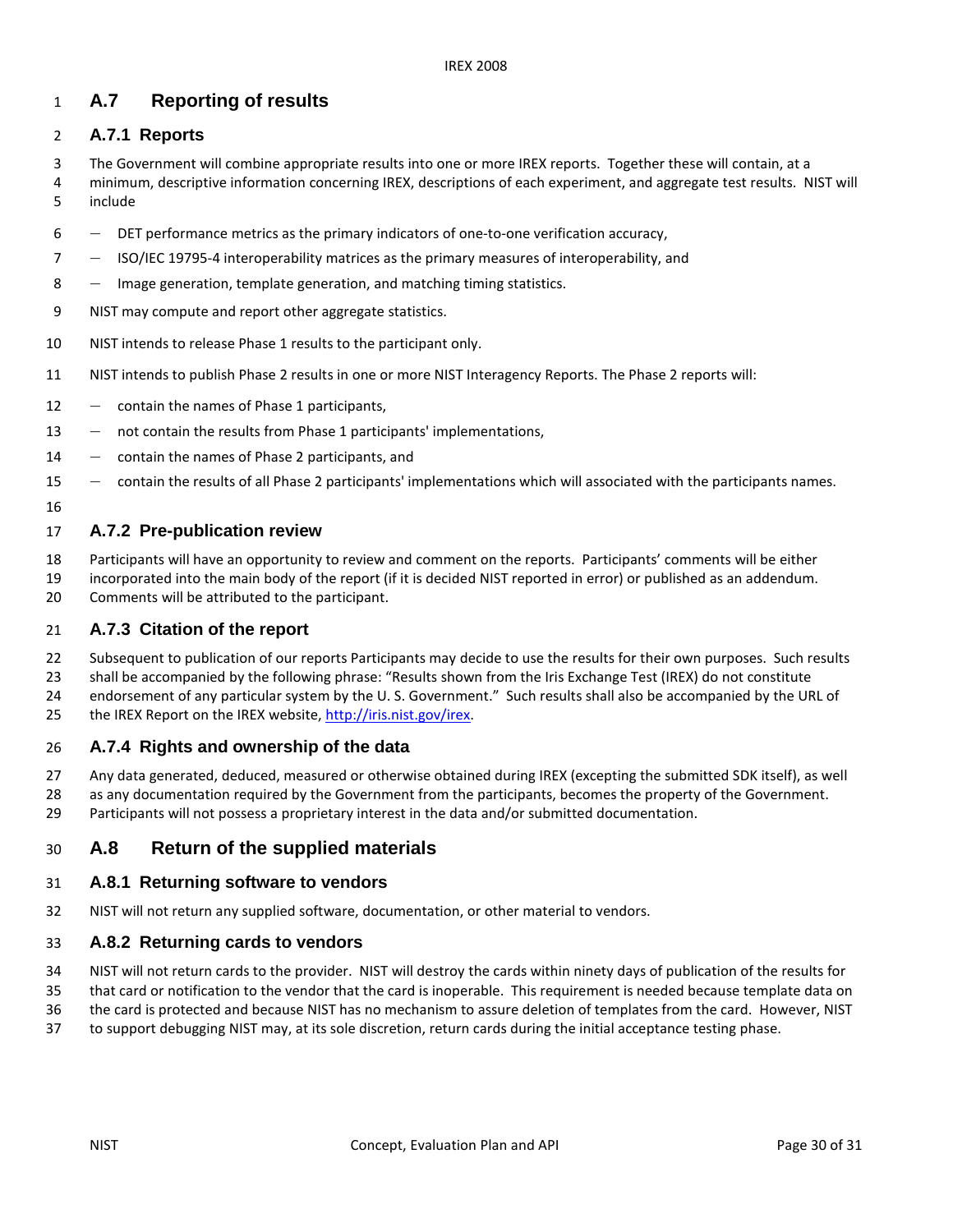## A.7 Reporting of results

### A.7.1 Reports

The Government will combine appropriate results into one or more IREX reports. Together these will contain, at a minimum, descriptive information concerning IREX, descriptions of each experiment, and aggregate test results. NIST will include

- DET performance metrics as the primary indicators of one-to-one verification accuracy,
- ISO/IEC 19795-4 interoperability matrices as the primary measures of interoperability, and
- Image generation, template generation, and matching timing statistics.

NIST may compute and report other aggregate statistics.

NIST intends to release Phase 1 results to the participant only.

NIST intends to publish Phase 2 results in one or more NIST Interagency Reports. The Phase 2 reports will:

- contain the names of Phase 1 participants,
- not contain the results from Phase 1 participants' implementations,
- contain the names of Phase 2 participants, and
- contain the results of all Phase 2 participants' implementations which will associated with the participants names.

### A.7.2 Pre-publication review

Participants will have an opportunity to review and comment on the reports. Participants' comments will be either incorporated into the main body of the report (if it is decided NIST reported in error) or published as an addendum. Comments will be attributed to the participant.

### A.7.3 Citation of the report

Subsequent to publication of our reports Participants may decide to use the results for their own purposes. Such results shall be accompanied by the following phrase: "Results shown from the Iris Exchange Test (IREX) do not constitute endorsement of any particular system by the U. S. Government." Such results shall also be accompanied by the URL of the IREX Report on the IREX website, http://iris.nist.gov/irex.

### A.7.4 Rights and ownership of the data

Any data generated, deduced, measured or otherwise obtained during IREX (excepting the submitted SDK itself), as well as any documentation required by the Government from the participants, becomes the property of the Government. Participants will not possess a proprietary interest in the data and/or submitted documentation.

## A.8 Return of the supplied materials

### A.8.1 Returning software to vendors

NIST will not return any supplied software, documentation, or other material to vendors.

### A.8.2 Returning cards to vendors

NIST will not return cards to the provider. NIST will destroy the cards within ninety days of publication of the results for that card or notification to the vendor that the card is inoperable. This requirement is needed because template data on the card is protected and because NIST has no mechanism to assure deletion of templates from the card. However, NIST to support debugging NIST may, at its sole discretion, return cards during the initial acceptance testing phase.